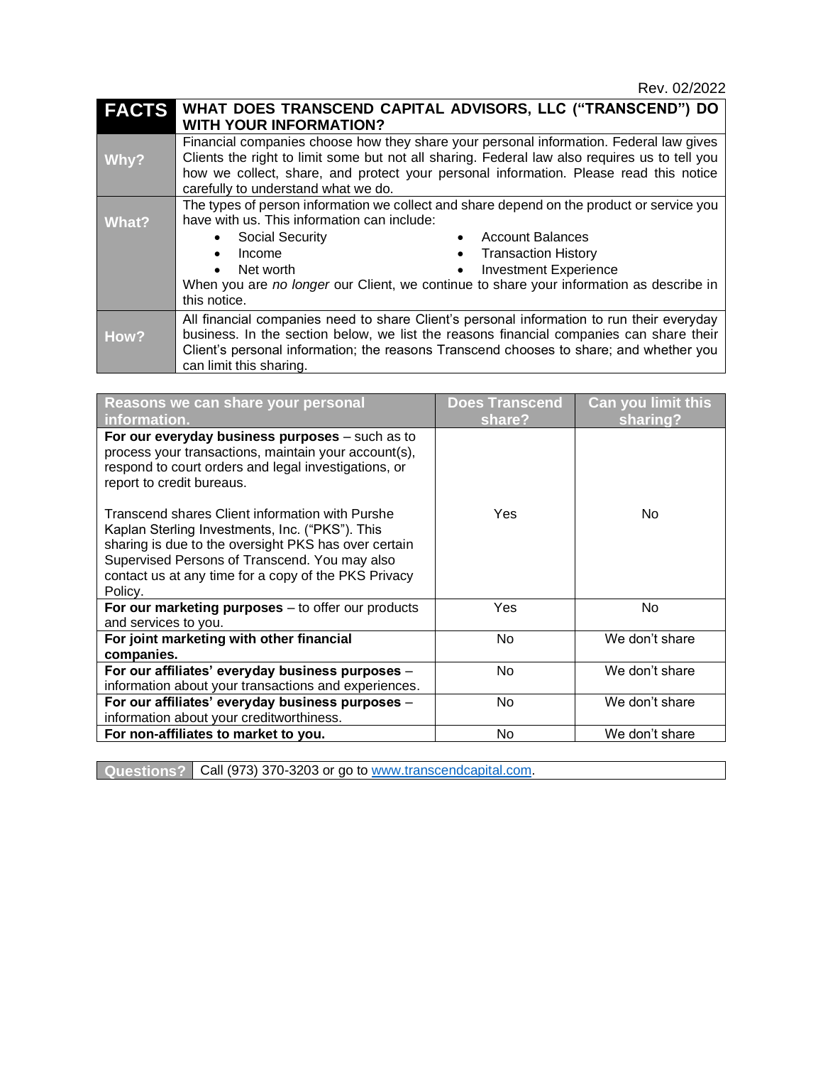Rev. 02/2022

| FACTS | WHAT DOES TRANSCEND CAPITAL ADVISORS, LLC ("TRANSCEND") DO WITH YOUR INFORMATION? |
|---|---|
| **Why?** | Financial companies choose how they share your personal information. Federal law gives Clients the right to limit some but not all sharing. Federal law also requires us to tell you how we collect, share, and protect your personal information. Please read this notice carefully to understand what we do. |
| **What?** | The types of person information we collect and share depend on the product or service you have with us. This information can include: <br>• Social Security <br>• Income <br>• Net worth <br>• Account Balances <br>• Transaction History <br>• Investment Experience <br>When you are *no longer* our Client, we continue to share your information as describe in this notice. |
| **How?** | All financial companies need to share Client's personal information to run their everyday business. In the section below, we list the reasons financial companies can share their Client's personal information; the reasons Transcend chooses to share; and whether you can limit this sharing. |

| Reasons we can share your personal information. | Does Transcend share? | Can you limit this sharing? |
|---|---|---|
| **For our everyday business purposes** – such as to process your transactions, maintain your account(s), respond to court orders and legal investigations, or report to credit bureaus.<br><br>Transcend shares Client information with Purshe Kaplan Sterling Investments, Inc. ("PKS"). This sharing is due to the oversight PKS has over certain Supervised Persons of Transcend. You may also contact us at any time for a copy of the PKS Privacy Policy. | Yes | No |
| **For our marketing purposes** – to offer our products and services to you. | Yes | No |
| **For joint marketing with other financial companies.** | No | We don't share |
| **For our affiliates' everyday business purposes** – information about your transactions and experiences. | No | We don't share |
| **For our affiliates' everyday business purposes** – information about your creditworthiness. | No | We don't share |
| **For non-affiliates to market to you.** | No | We don't share |

| Questions? | Call (973) 370-3203 or go to [www.transcendcapital.com](http://www.transcendcapital.com). |
|---|---|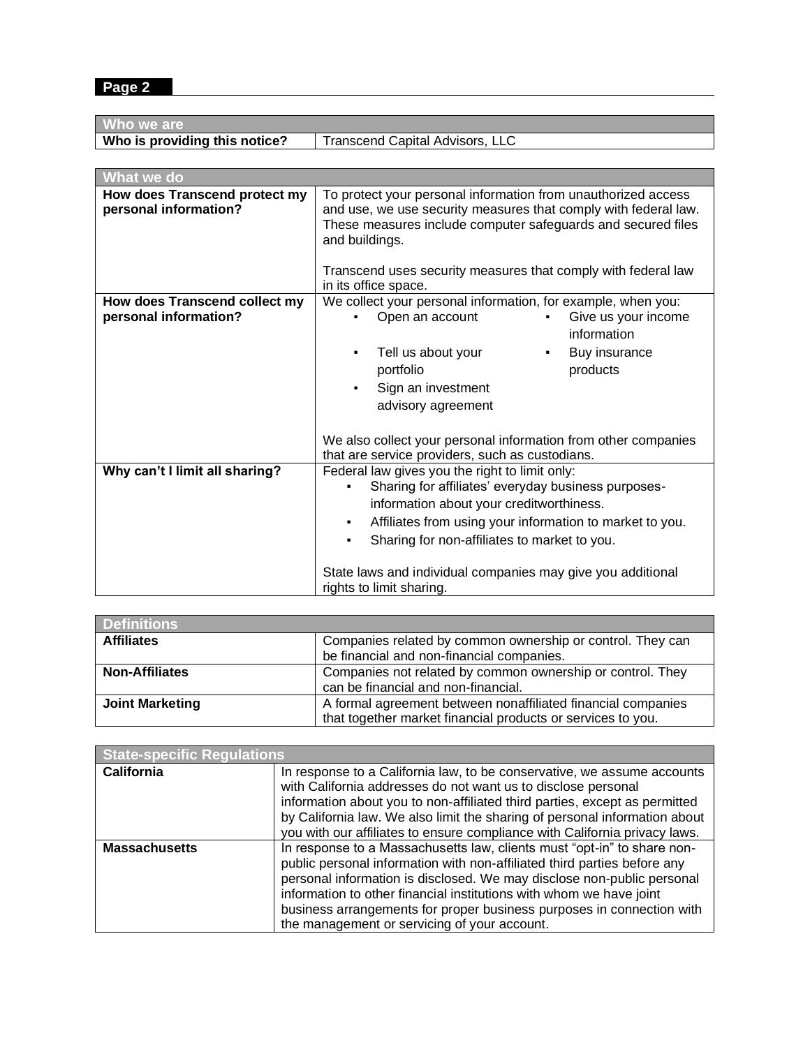| Who we are | |
|---|---|
| **Who is providing this notice?** | Transcend Capital Advisors, LLC |

| What we do | |
|---|---|
| **How does Transcend protect my personal information?** | To protect your personal information from unauthorized access and use, we use security measures that comply with federal law. These measures include computer safeguards and secured files and buildings.<br><br>Transcend uses security measures that comply with federal law in its office space. |
| **How does Transcend collect my personal information?** | We collect your personal information, for example, when you:<br>▪ Open an account<br>▪ Tell us about your portfolio<br>▪ Sign an investment advisory agreement<br>▪ Give us your income information<br>▪ Buy insurance products<br><br>We also collect your personal information from other companies that are service providers, such as custodians. |
| **Why can't I limit all sharing?** | Federal law gives you the right to limit only:<br>▪ Sharing for affiliates' everyday business purposes-information about your creditworthiness.<br>▪ Affiliates from using your information to market to you.<br>▪ Sharing for non-affiliates to market to you.<br><br>State laws and individual companies may give you additional rights to limit sharing. |

| Definitions | |
|---|---|
| **Affiliates** | Companies related by common ownership or control. They can be financial and non-financial companies. |
| **Non-Affiliates** | Companies not related by common ownership or control. They can be financial and non-financial. |
| **Joint Marketing** | A formal agreement between nonaffiliated financial companies that together market financial products or services to you. |

| State-specific Regulations | |
|---|---|
| **California** | In response to a California law, to be conservative, we assume accounts with California addresses do not want us to disclose personal information about you to non-affiliated third parties, except as permitted by California law. We also limit the sharing of personal information about you with our affiliates to ensure compliance with California privacy laws. |
| **Massachusetts** | In response to a Massachusetts law, clients must "opt-in" to share non-public personal information with non-affiliated third parties before any personal information is disclosed. We may disclose non-public personal information to other financial institutions with whom we have joint business arrangements for proper business purposes in connection with the management or servicing of your account. |